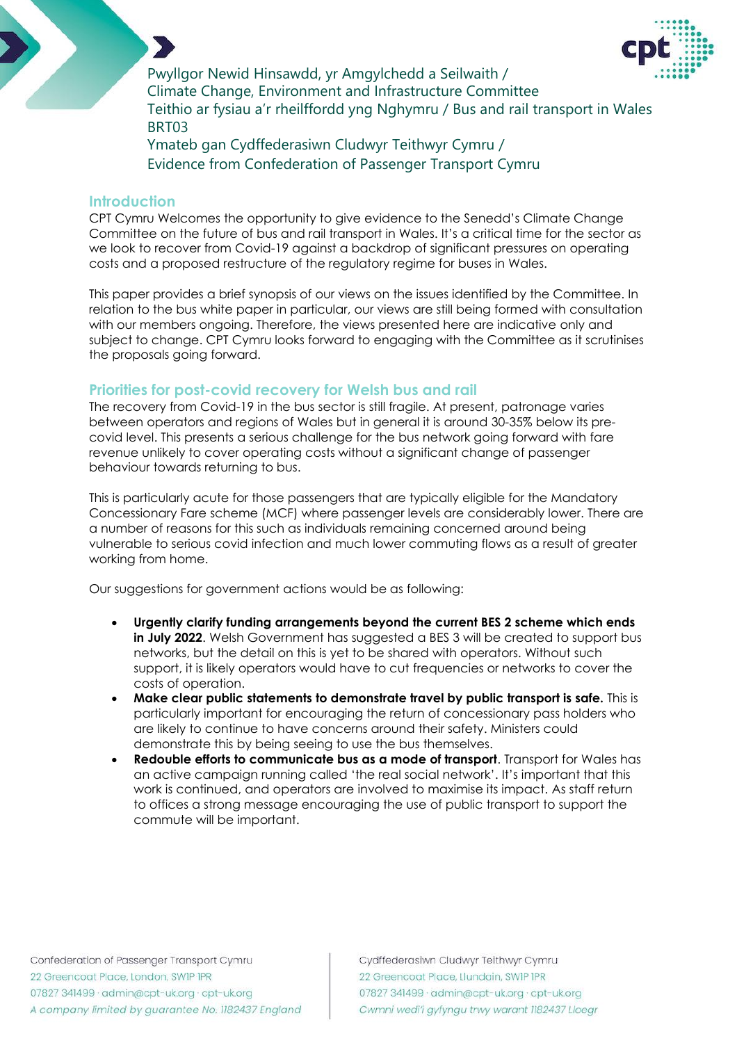Pwyllgor Newid Hinsawdd, yr Amgylchedd a Seilwaith / Climate Change, Environment and Infrastructure Committee

Teithio ar fysiau a'r rheilffordd yng Nghymru / Bus and rail transport in Wales

BRT03

Ymateb gan Cydffederasiwn Cludwyr Teithwyr Cymru / Evidence from Confederation of Passenger Transport Cymru

## Introduction

CPT Cymru Welcomes the opportunity to give evidence to the Senedd's Climate Change Committee on the future of bus and rail transport in Wales. It's a critical time for the sector as we look to recover from Covid-19 against a backdrop of significant pressures on operating costs and a proposed restructure of the regulatory regime for buses in Wales.

This paper provides a brief synopsis of our views on the issues identified by the Committee. In relation to the bus white paper in particular, our views are still being formed with consultation with our members ongoing. Therefore, the views presented here are indicative only and subject to change. CPT Cymru looks forward to engaging with the Committee as it scrutinises the proposals going forward.

## Priorities for post-covid recovery for Welsh bus and rail

The recovery from Covid-19 in the bus sector is still fragile. At present, patronage varies between operators and regions of Wales but in general it is around 30-35% below its pre-covid level. This presents a serious challenge for the bus network going forward with fare revenue unlikely to cover operating costs without a significant change of passenger behaviour towards returning to bus.

This is particularly acute for those passengers that are typically eligible for the Mandatory Concessionary Fare scheme (MCF) where passenger levels are considerably lower. There are a number of reasons for this such as individuals remaining concerned around being vulnerable to serious covid infection and much lower commuting flows as a result of greater working from home.

Our suggestions for government actions would be as following:

- **Urgently clarify funding arrangements beyond the current BES 2 scheme which ends in July 2022**. Welsh Government has suggested a BES 3 will be created to support bus networks, but the detail on this is yet to be shared with operators. Without such support, it is likely operators would have to cut frequencies or networks to cover the costs of operation.
- **Make clear public statements to demonstrate travel by public transport is safe.** This is particularly important for encouraging the return of concessionary pass holders who are likely to continue to have concerns around their safety. Ministers could demonstrate this by being seeing to use the bus themselves.
- **Redouble efforts to communicate bus as a mode of transport**. Transport for Wales has an active campaign running called 'the real social network'. It's important that this work is continued, and operators are involved to maximise its impact. As staff return to offices a strong message encouraging the use of public transport to support the commute will be important.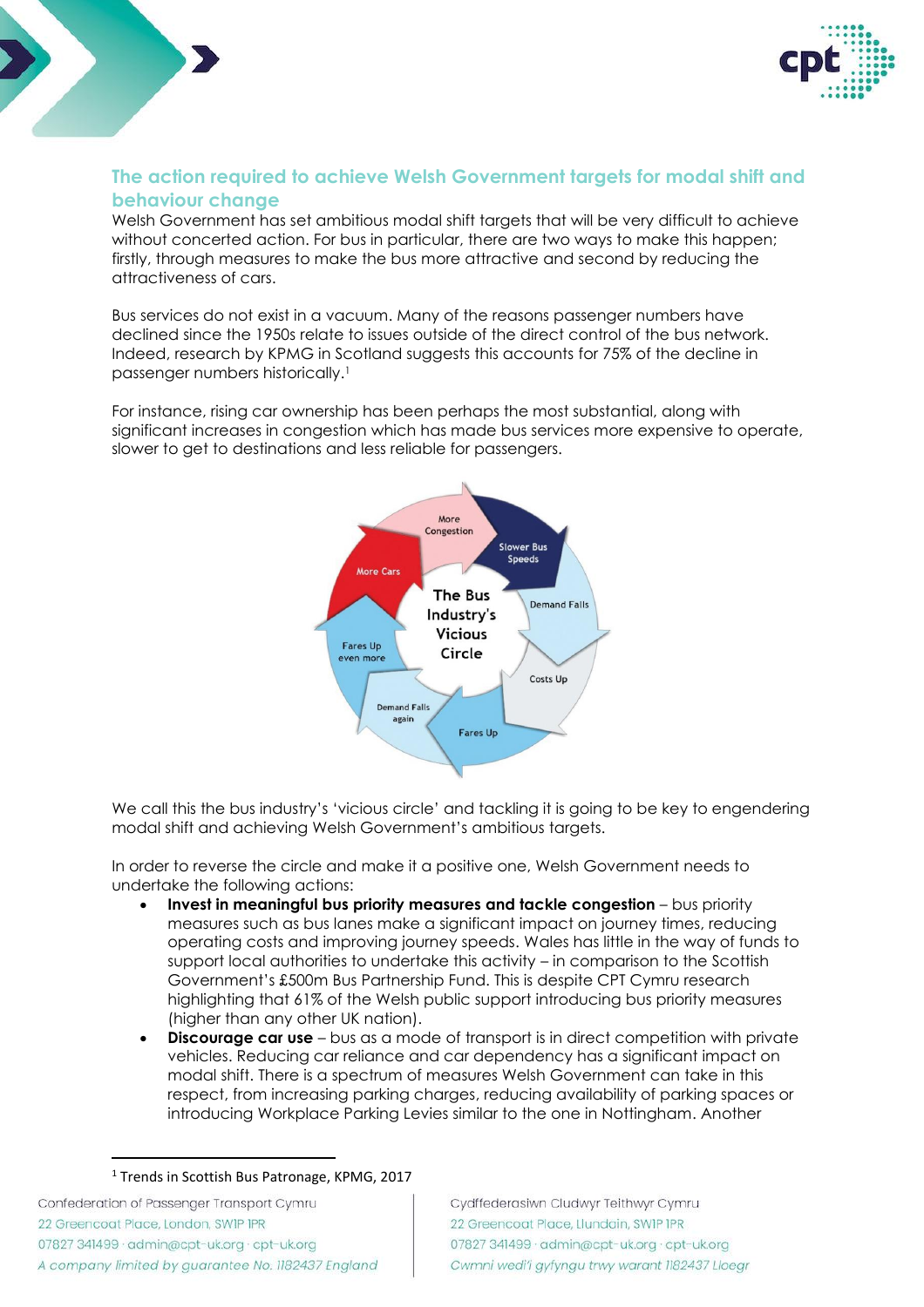## The action required to achieve Welsh Government targets for modal shift and behaviour change

Welsh Government has set ambitious modal shift targets that will be very difficult to achieve without concerted action. For bus in particular, there are two ways to make this happen; firstly, through measures to make the bus more attractive and second by reducing the attractiveness of cars.

Bus services do not exist in a vacuum. Many of the reasons passenger numbers have declined since the 1950s relate to issues outside of the direct control of the bus network. Indeed, research by KPMG in Scotland suggests this accounts for 75% of the decline in passenger numbers historically.[1]

For instance, rising car ownership has been perhaps the most substantial, along with significant increases in congestion which has made bus services more expensive to operate, slower to get to destinations and less reliable for passengers.

We call this the bus industry's 'vicious circle' and tackling it is going to be key to engendering modal shift and achieving Welsh Government's ambitious targets.

In order to reverse the circle and make it a positive one, Welsh Government needs to undertake the following actions:

- **Invest in meaningful bus priority measures and tackle congestion** – bus priority measures such as bus lanes make a significant impact on journey times, reducing operating costs and improving journey speeds. Wales has little in the way of funds to support local authorities to undertake this activity – in comparison to the Scottish Government's £500m Bus Partnership Fund. This is despite CPT Cymru research highlighting that 61% of the Welsh public support introducing bus priority measures (higher than any other UK nation).
- **Discourage car use** – bus as a mode of transport is in direct competition with private vehicles. Reducing car reliance and car dependency has a significant impact on modal shift. There is a spectrum of measures Welsh Government can take in this respect, from increasing parking charges, reducing availability of parking spaces or introducing Workplace Parking Levies similar to the one in Nottingham. Another

[1] Trends in Scottish Bus Patronage, KPMG, 2017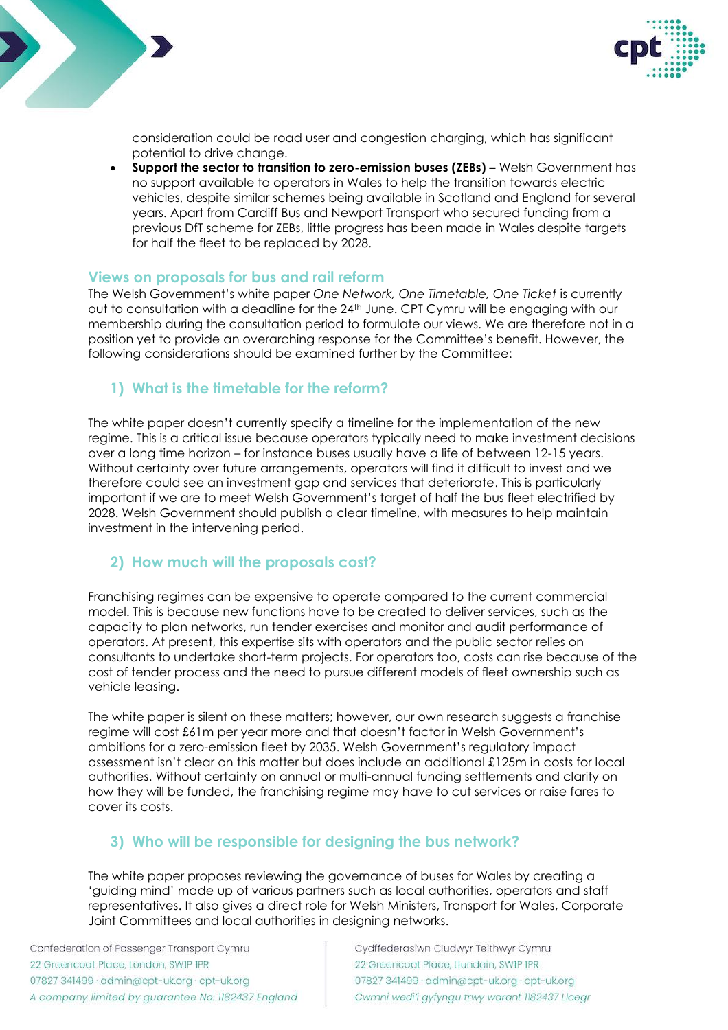consideration could be road user and congestion charging, which has significant potential to drive change.

- **Support the sector to transition to zero-emission buses (ZEBs) –** Welsh Government has no support available to operators in Wales to help the transition towards electric vehicles, despite similar schemes being available in Scotland and England for several years. Apart from Cardiff Bus and Newport Transport who secured funding from a previous DfT scheme for ZEBs, little progress has been made in Wales despite targets for half the fleet to be replaced by 2028.

## Views on proposals for bus and rail reform

The Welsh Government's white paper *One Network, One Timetable, One Ticket* is currently out to consultation with a deadline for the 24th June. CPT Cymru will be engaging with our membership during the consultation period to formulate our views. We are therefore not in a position yet to provide an overarching response for the Committee's benefit. However, the following considerations should be examined further by the Committee:

### 1) What is the timetable for the reform?

The white paper doesn't currently specify a timeline for the implementation of the new regime. This is a critical issue because operators typically need to make investment decisions over a long time horizon – for instance buses usually have a life of between 12-15 years. Without certainty over future arrangements, operators will find it difficult to invest and we therefore could see an investment gap and services that deteriorate. This is particularly important if we are to meet Welsh Government's target of half the bus fleet electrified by 2028. Welsh Government should publish a clear timeline, with measures to help maintain investment in the intervening period.

### 2) How much will the proposals cost?

Franchising regimes can be expensive to operate compared to the current commercial model. This is because new functions have to be created to deliver services, such as the capacity to plan networks, run tender exercises and monitor and audit performance of operators. At present, this expertise sits with operators and the public sector relies on consultants to undertake short-term projects. For operators too, costs can rise because of the cost of tender process and the need to pursue different models of fleet ownership such as vehicle leasing.

The white paper is silent on these matters; however, our own research suggests a franchise regime will cost £61m per year more and that doesn't factor in Welsh Government's ambitions for a zero-emission fleet by 2035. Welsh Government's regulatory impact assessment isn't clear on this matter but does include an additional £125m in costs for local authorities. Without certainty on annual or multi-annual funding settlements and clarity on how they will be funded, the franchising regime may have to cut services or raise fares to cover its costs.

### 3) Who will be responsible for designing the bus network?

The white paper proposes reviewing the governance of buses for Wales by creating a 'guiding mind' made up of various partners such as local authorities, operators and staff representatives. It also gives a direct role for Welsh Ministers, Transport for Wales, Corporate Joint Committees and local authorities in designing networks.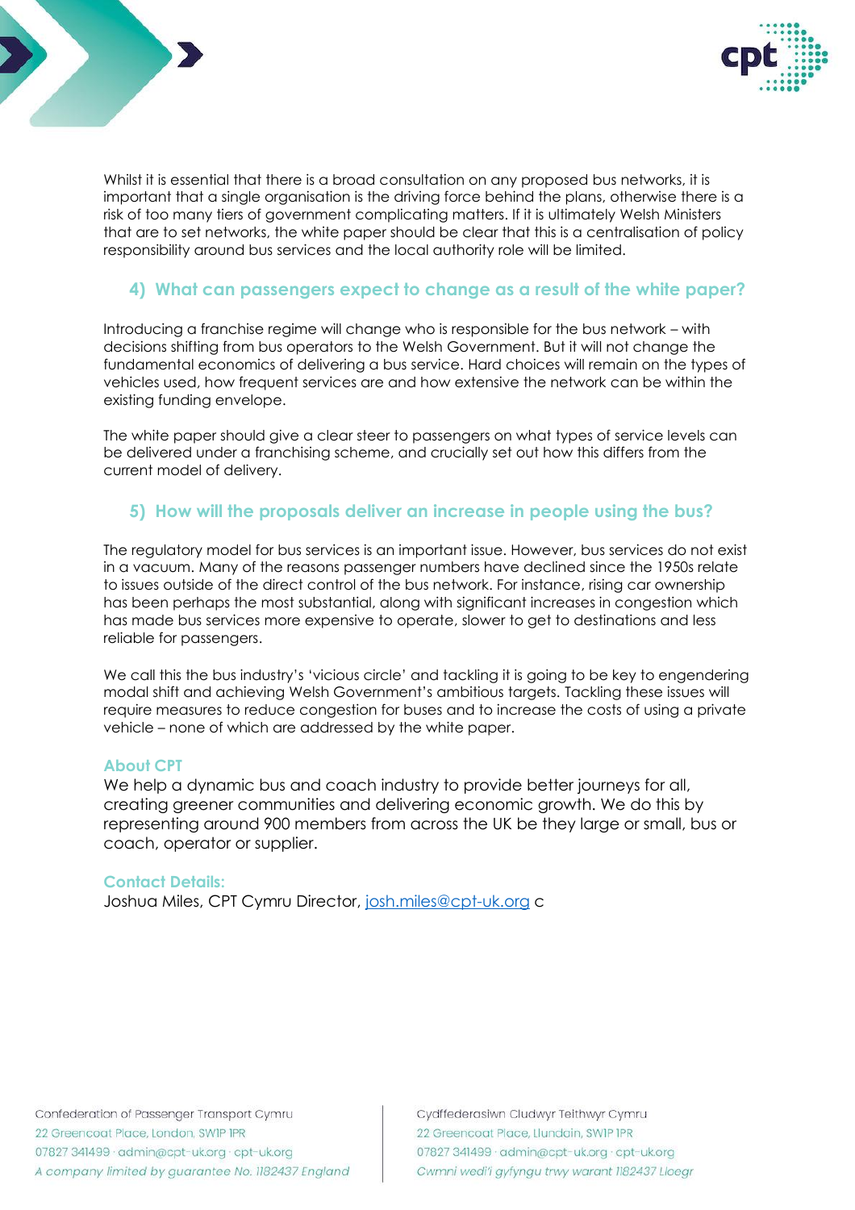Whilst it is essential that there is a broad consultation on any proposed bus networks, it is important that a single organisation is the driving force behind the plans, otherwise there is a risk of too many tiers of government complicating matters. If it is ultimately Welsh Ministers that are to set networks, the white paper should be clear that this is a centralisation of policy responsibility around bus services and the local authority role will be limited.

## 4) What can passengers expect to change as a result of the white paper?

Introducing a franchise regime will change who is responsible for the bus network – with decisions shifting from bus operators to the Welsh Government. But it will not change the fundamental economics of delivering a bus service. Hard choices will remain on the types of vehicles used, how frequent services are and how extensive the network can be within the existing funding envelope.

The white paper should give a clear steer to passengers on what types of service levels can be delivered under a franchising scheme, and crucially set out how this differs from the current model of delivery.

## 5) How will the proposals deliver an increase in people using the bus?

The regulatory model for bus services is an important issue. However, bus services do not exist in a vacuum. Many of the reasons passenger numbers have declined since the 1950s relate to issues outside of the direct control of the bus network. For instance, rising car ownership has been perhaps the most substantial, along with significant increases in congestion which has made bus services more expensive to operate, slower to get to destinations and less reliable for passengers.

We call this the bus industry's 'vicious circle' and tackling it is going to be key to engendering modal shift and achieving Welsh Government's ambitious targets. Tackling these issues will require measures to reduce congestion for buses and to increase the costs of using a private vehicle – none of which are addressed by the white paper.

### About CPT

We help a dynamic bus and coach industry to provide better journeys for all, creating greener communities and delivering economic growth. We do this by representing around 900 members from across the UK be they large or small, bus or coach, operator or supplier.

### Contact Details:

Joshua Miles, CPT Cymru Director, josh.miles@cpt-uk.org c